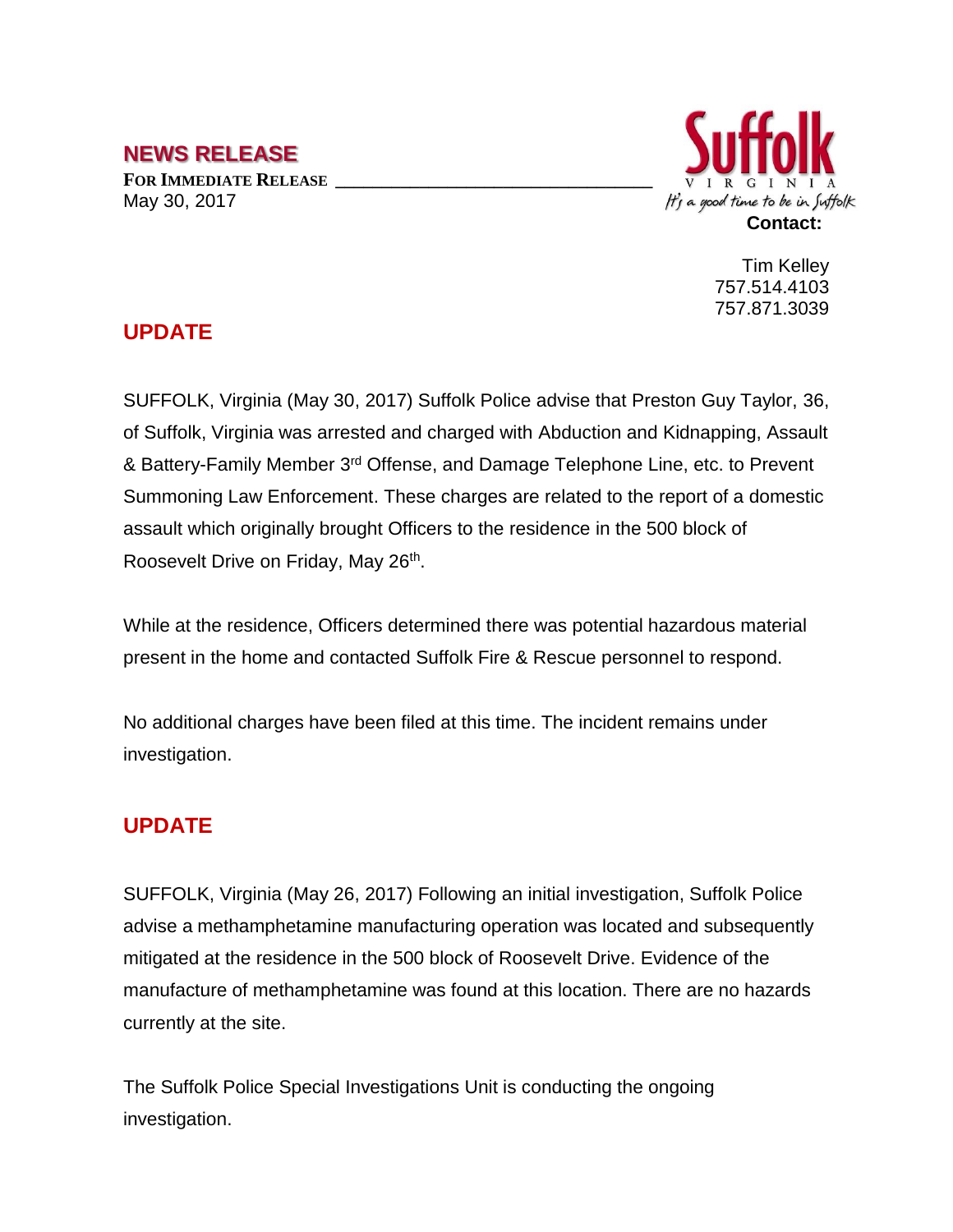## NEWS RELEASE

**FOR IMMEDIATE RELEASE**
May 30, 2017

Suffolk
VIRGINIA
It's a good time to be in Suffolk

**Contact:**

Tim Kelley
757.514.4103
757.871.3039

## UPDATE

SUFFOLK, Virginia (May 30, 2017) Suffolk Police advise that Preston Guy Taylor, 36, of Suffolk, Virginia was arrested and charged with Abduction and Kidnapping, Assault & Battery-Family Member 3rd Offense, and Damage Telephone Line, etc. to Prevent Summoning Law Enforcement. These charges are related to the report of a domestic assault which originally brought Officers to the residence in the 500 block of Roosevelt Drive on Friday, May 26th.

While at the residence, Officers determined there was potential hazardous material present in the home and contacted Suffolk Fire & Rescue personnel to respond.

No additional charges have been filed at this time. The incident remains under investigation.

## UPDATE

SUFFOLK, Virginia (May 26, 2017) Following an initial investigation, Suffolk Police advise a methamphetamine manufacturing operation was located and subsequently mitigated at the residence in the 500 block of Roosevelt Drive. Evidence of the manufacture of methamphetamine was found at this location. There are no hazards currently at the site.

The Suffolk Police Special Investigations Unit is conducting the ongoing investigation.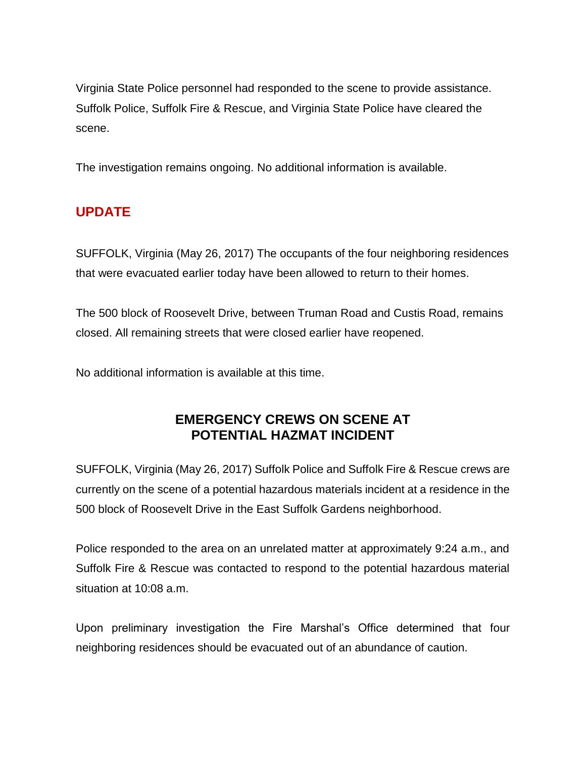Virginia State Police personnel had responded to the scene to provide assistance. Suffolk Police, Suffolk Fire & Rescue, and Virginia State Police have cleared the scene.

The investigation remains ongoing. No additional information is available.

## UPDATE

SUFFOLK, Virginia (May 26, 2017) The occupants of the four neighboring residences that were evacuated earlier today have been allowed to return to their homes.

The 500 block of Roosevelt Drive, between Truman Road and Custis Road, remains closed. All remaining streets that were closed earlier have reopened.

No additional information is available at this time.

## EMERGENCY CREWS ON SCENE AT POTENTIAL HAZMAT INCIDENT

SUFFOLK, Virginia (May 26, 2017) Suffolk Police and Suffolk Fire & Rescue crews are currently on the scene of a potential hazardous materials incident at a residence in the 500 block of Roosevelt Drive in the East Suffolk Gardens neighborhood.

Police responded to the area on an unrelated matter at approximately 9:24 a.m., and Suffolk Fire & Rescue was contacted to respond to the potential hazardous material situation at 10:08 a.m.

Upon preliminary investigation the Fire Marshal's Office determined that four neighboring residences should be evacuated out of an abundance of caution.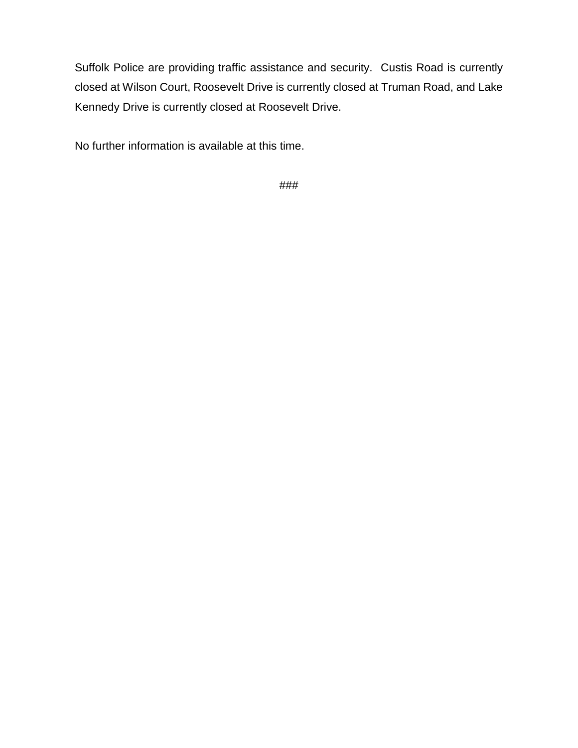Suffolk Police are providing traffic assistance and security. Custis Road is currently closed at Wilson Court, Roosevelt Drive is currently closed at Truman Road, and Lake Kennedy Drive is currently closed at Roosevelt Drive.

No further information is available at this time.

###